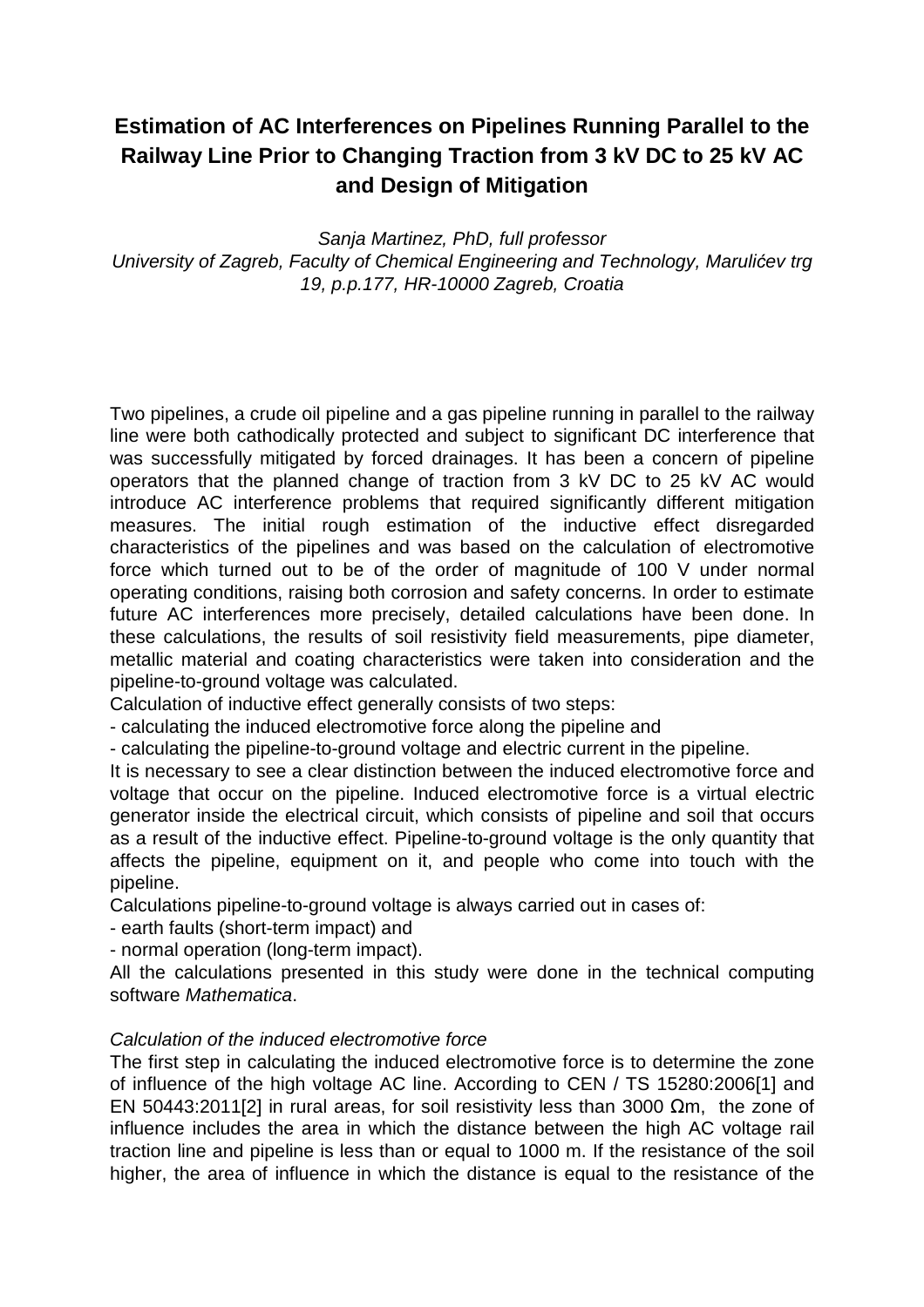# Estimation of AC Interferences on Pipelines Running Parallel to the Railway Line Prior to Changing Traction from 3 kV DC to 25 kV AC and Design of Mitigation

*Sanja Martinez, PhD, full professor*
*University of Zagreb, Faculty of Chemical Engineering and Technology, Marulićev trg 19, p.p.177, HR-10000 Zagreb, Croatia*

Two pipelines, a crude oil pipeline and a gas pipeline running in parallel to the railway line were both cathodically protected and subject to significant DC interference that was successfully mitigated by forced drainages. It has been a concern of pipeline operators that the planned change of traction from 3 kV DC to 25 kV AC would introduce AC interference problems that required significantly different mitigation measures. The initial rough estimation of the inductive effect disregarded characteristics of the pipelines and was based on the calculation of electromotive force which turned out to be of the order of magnitude of 100 V under normal operating conditions, raising both corrosion and safety concerns. In order to estimate future AC interferences more precisely, detailed calculations have been done. In these calculations, the results of soil resistivity field measurements, pipe diameter, metallic material and coating characteristics were taken into consideration and the pipeline-to-ground voltage was calculated.

Calculation of inductive effect generally consists of two steps:

- calculating the induced electromotive force along the pipeline and
- calculating the pipeline-to-ground voltage and electric current in the pipeline.

It is necessary to see a clear distinction between the induced electromotive force and voltage that occur on the pipeline. Induced electromotive force is a virtual electric generator inside the electrical circuit, which consists of pipeline and soil that occurs as a result of the inductive effect. Pipeline-to-ground voltage is the only quantity that affects the pipeline, equipment on it, and people who come into touch with the pipeline.

Calculations pipeline-to-ground voltage is always carried out in cases of:

- earth faults (short-term impact) and
- normal operation (long-term impact).

All the calculations presented in this study were done in the technical computing software *Mathematica*.

*Calculation of the induced electromotive force*

The first step in calculating the induced electromotive force is to determine the zone of influence of the high voltage AC line. According to CEN / TS 15280:2006[1] and EN 50443:2011[2] in rural areas, for soil resistivity less than 3000 Ωm, the zone of influence includes the area in which the distance between the high AC voltage rail traction line and pipeline is less than or equal to 1000 m. If the resistance of the soil higher, the area of influence in which the distance is equal to the resistance of the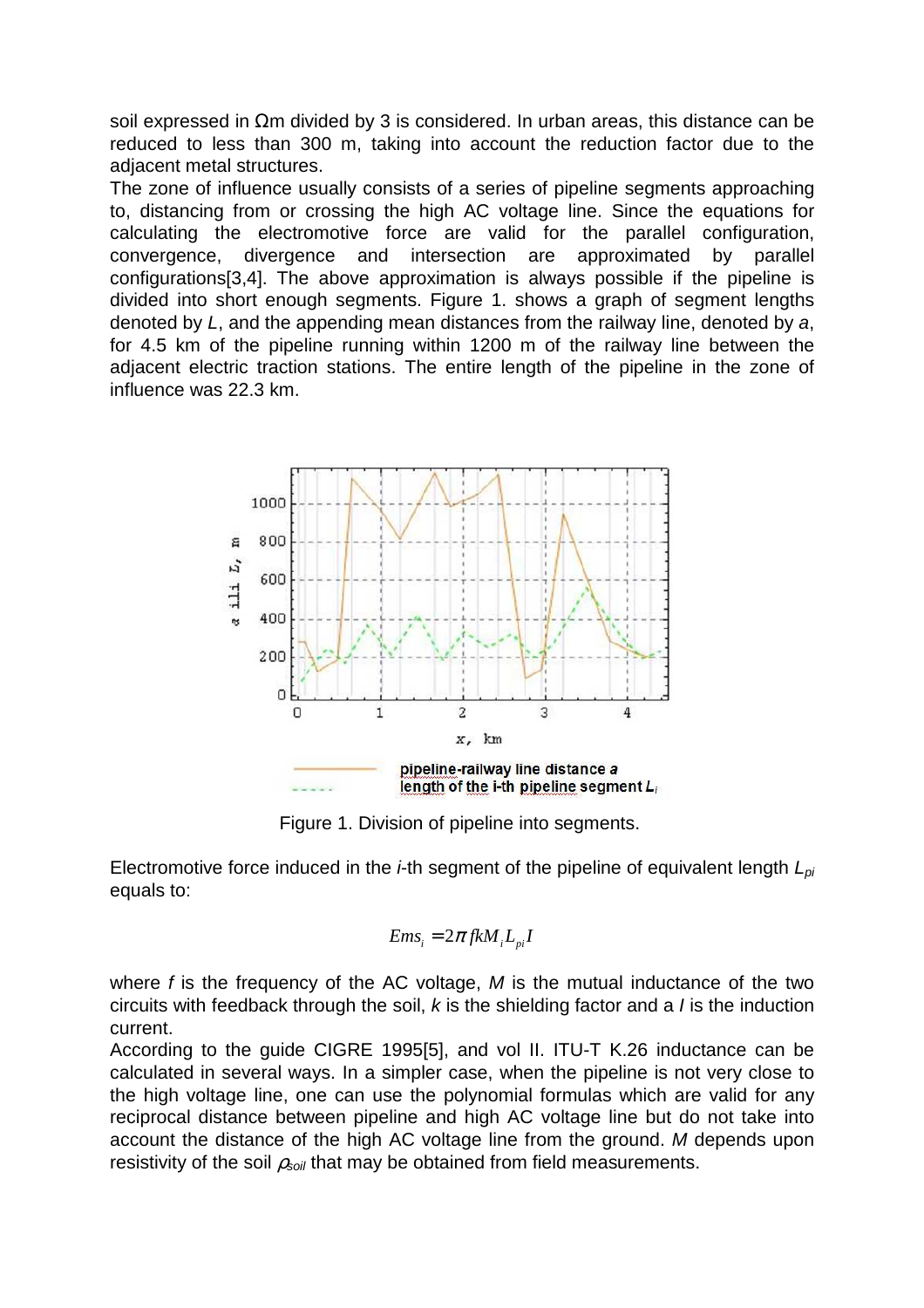soil expressed in Ωm divided by 3 is considered. In urban areas, this distance can be reduced to less than 300 m, taking into account the reduction factor due to the adjacent metal structures.

The zone of influence usually consists of a series of pipeline segments approaching to, distancing from or crossing the high AC voltage line. Since the equations for calculating the electromotive force are valid for the parallel configuration, convergence, divergence and intersection are approximated by parallel configurations[3,4]. The above approximation is always possible if the pipeline is divided into short enough segments. Figure 1. shows a graph of segment lengths denoted by *L*, and the appending mean distances from the railway line, denoted by *a*, for 4.5 km of the pipeline running within 1200 m of the railway line between the adjacent electric traction stations. The entire length of the pipeline in the zone of influence was 22.3 km.

Figure 1. Division of pipeline into segments.

Electromotive force induced in the *i*-th segment of the pipeline of equivalent length $L_{pi}$ equals to:

$$Ems_i = 2\pi f k M_i L_{pi} I$$

where *f* is the frequency of the AC voltage, *M* is the mutual inductance of the two circuits with feedback through the soil, *k* is the shielding factor and a *I* is the induction current.

According to the guide CIGRE 1995[5], and vol II. ITU-T K.26 inductance can be calculated in several ways. In a simpler case, when the pipeline is not very close to the high voltage line, one can use the polynomial formulas which are valid for any reciprocal distance between pipeline and high AC voltage line but do not take into account the distance of the high AC voltage line from the ground. *M* depends upon resistivity of the soil $\rho_{soil}$ that may be obtained from field measurements.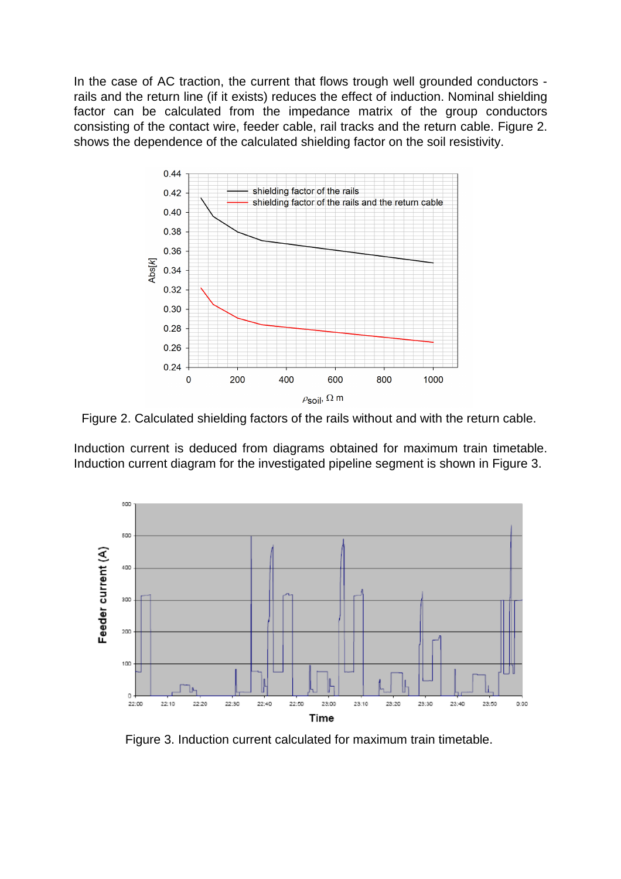In the case of AC traction, the current that flows trough well grounded conductors - rails and the return line (if it exists) reduces the effect of induction. Nominal shielding factor can be calculated from the impedance matrix of the group conductors consisting of the contact wire, feeder cable, rail tracks and the return cable. Figure 2. shows the dependence of the calculated shielding factor on the soil resistivity.

Figure 2. Calculated shielding factors of the rails without and with the return cable.

Induction current is deduced from diagrams obtained for maximum train timetable. Induction current diagram for the investigated pipeline segment is shown in Figure 3.

Figure 3. Induction current calculated for maximum train timetable.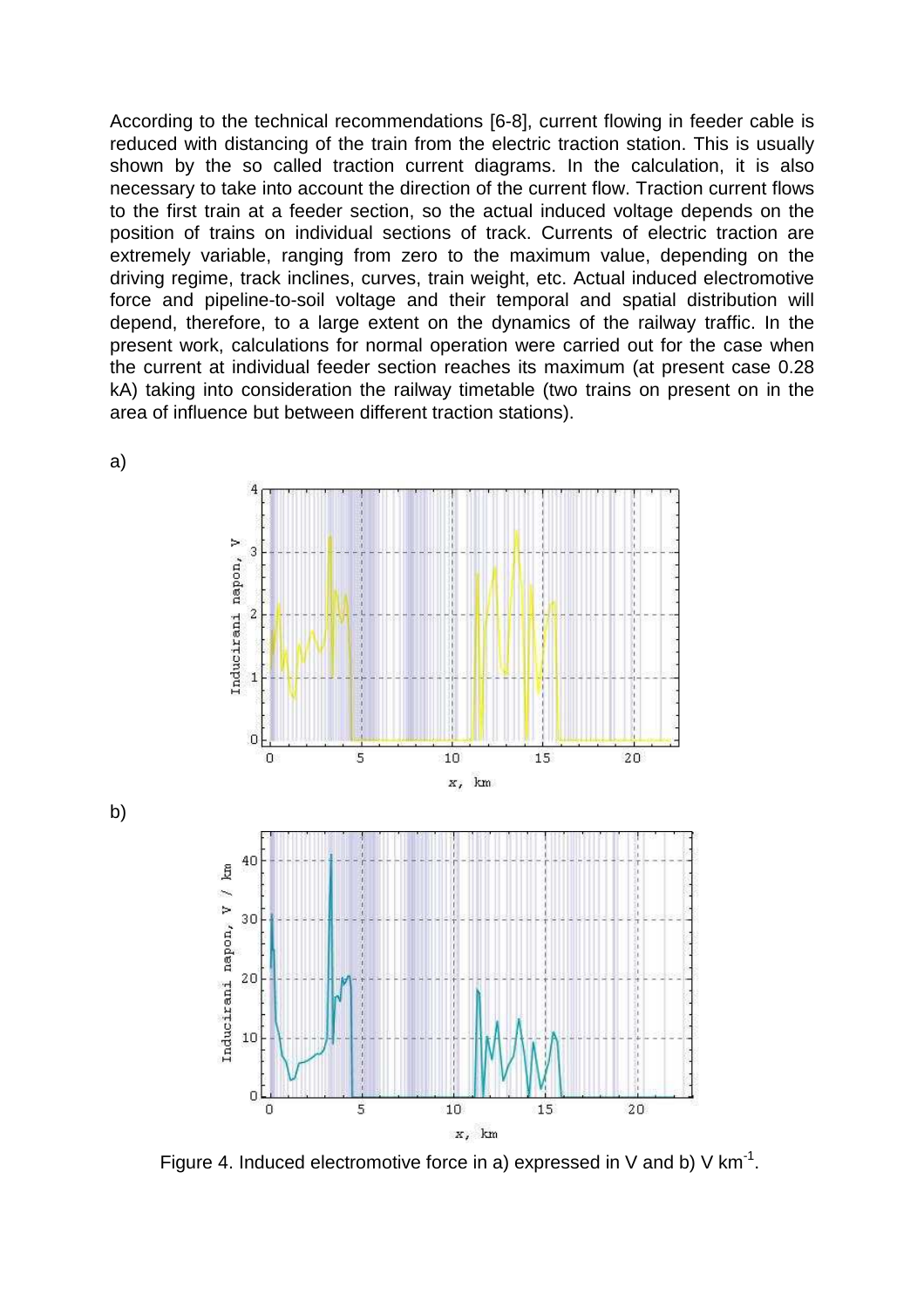According to the technical recommendations [6-8], current flowing in feeder cable is reduced with distancing of the train from the electric traction station. This is usually shown by the so called traction current diagrams. In the calculation, it is also necessary to take into account the direction of the current flow. Traction current flows to the first train at a feeder section, so the actual induced voltage depends on the position of trains on individual sections of track. Currents of electric traction are extremely variable, ranging from zero to the maximum value, depending on the driving regime, track inclines, curves, train weight, etc. Actual induced electromotive force and pipeline-to-soil voltage and their temporal and spatial distribution will depend, therefore, to a large extent on the dynamics of the railway traffic. In the present work, calculations for normal operation were carried out for the case when the current at individual feeder section reaches its maximum (at present case 0.28 kA) taking into consideration the railway timetable (two trains on present on in the area of influence but between different traction stations).

a)

b)

Figure 4. Induced electromotive force in a) expressed in V and b) V km$^{-1}$.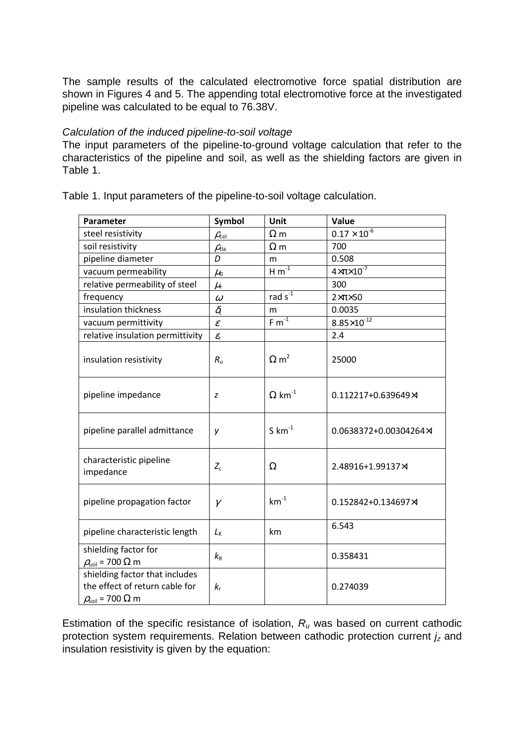The sample results of the calculated electromotive force spatial distribution are shown in Figures 4 and 5. The appending total electromotive force at the investigated pipeline was calculated to be equal to 76.38V.

*Calculation of the induced pipeline-to-soil voltage*

The input parameters of the pipeline-to-ground voltage calculation that refer to the characteristics of the pipeline and soil, as well as the shielding factors are given in Table 1.

Table 1. Input parameters of the pipeline-to-soil voltage calculation.

| Parameter | Symbol | Unit | Value |
|---|---|---|---|
| steel resistivity | $\rho_{stel}$ | $\Omega$ m | $0.17 \times 10^{-6}$ |
| soil resistivity | $\rho_{tla}$ | $\Omega$ m | 700 |
| pipeline diameter | $D$ | m | 0.508 |
| vacuum permeability | $\mu_0$ | H m$^{-1}$ | $4\times\pi\times10^{-7}$ |
| relative permeability of steel | $\mu_r$ | | 300 |
| frequency | $\omega$ | rad s$^{-1}$ | $2\times\pi\times50$ |
| insulation thickness | $\delta_t$ | m | 0.0035 |
| vacuum permittivity | $\varepsilon$ | F m$^{-1}$ | $8.85\times10^{-12}$ |
| relative insulation permittivity | $\varepsilon_r$ | | 2.4 |
| insulation resistivity | $R_u$ | $\Omega$ m$^2$ | 25000 |
| pipeline impedance | $z$ | $\Omega$ km$^{-1}$ | $0.112217+0.639649\times i$ |
| pipeline parallel admittance | $y$ | S km$^{-1}$ | $0.0638372+0.00304264\times i$ |
| characteristic pipeline impedance | $Z_c$ | $\Omega$ | $2.48916+1.99137\times i$ |
| pipeline propagation factor | $\gamma$ | km$^{-1}$ | $0.152842+0.134697\times i$ |
| pipeline characteristic length | $L_K$ | km | 6.543 |
| shielding factor for $\rho_{soil}$ = 700 $\Omega$ m | $k_R$ | | 0.358431 |
| shielding factor that includes the effect of return cable for $\rho_{soil}$ = 700 $\Omega$ m | $k_r$ | | 0.274039 |

Estimation of the specific resistance of isolation, $R_u$ was based on current cathodic protection system requirements. Relation between cathodic protection current $j_z$ and insulation resistivity is given by the equation: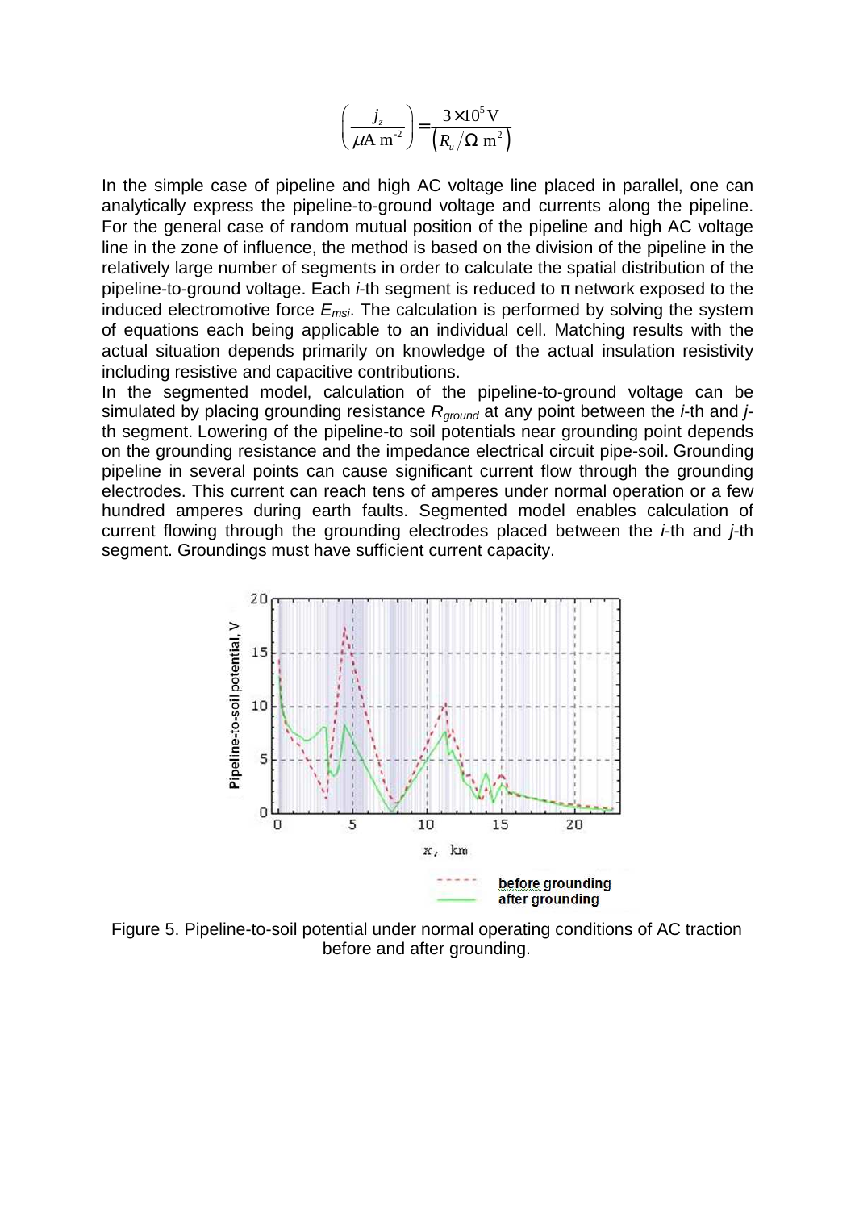$$\left(\frac{j_z}{\mu \text{A m}^{-2}}\right) = \frac{3 \times 10^5 \text{ V}}{\left(R_u / \Omega \text{ m}^2\right)}$$

In the simple case of pipeline and high AC voltage line placed in parallel, one can analytically express the pipeline-to-ground voltage and currents along the pipeline. For the general case of random mutual position of the pipeline and high AC voltage line in the zone of influence, the method is based on the division of the pipeline in the relatively large number of segments in order to calculate the spatial distribution of the pipeline-to-ground voltage. Each *i*-th segment is reduced to π network exposed to the induced electromotive force $E_{msi}$. The calculation is performed by solving the system of equations each being applicable to an individual cell. Matching results with the actual situation depends primarily on knowledge of the actual insulation resistivity including resistive and capacitive contributions.

In the segmented model, calculation of the pipeline-to-ground voltage can be simulated by placing grounding resistance $R_{ground}$ at any point between the *i*-th and *j*-th segment. Lowering of the pipeline-to soil potentials near grounding point depends on the grounding resistance and the impedance electrical circuit pipe-soil. Grounding pipeline in several points can cause significant current flow through the grounding electrodes. This current can reach tens of amperes under normal operation or a few hundred amperes during earth faults. Segmented model enables calculation of current flowing through the grounding electrodes placed between the *i*-th and *j*-th segment. Groundings must have sufficient current capacity.

Figure 5. Pipeline-to-soil potential under normal operating conditions of AC traction before and after grounding.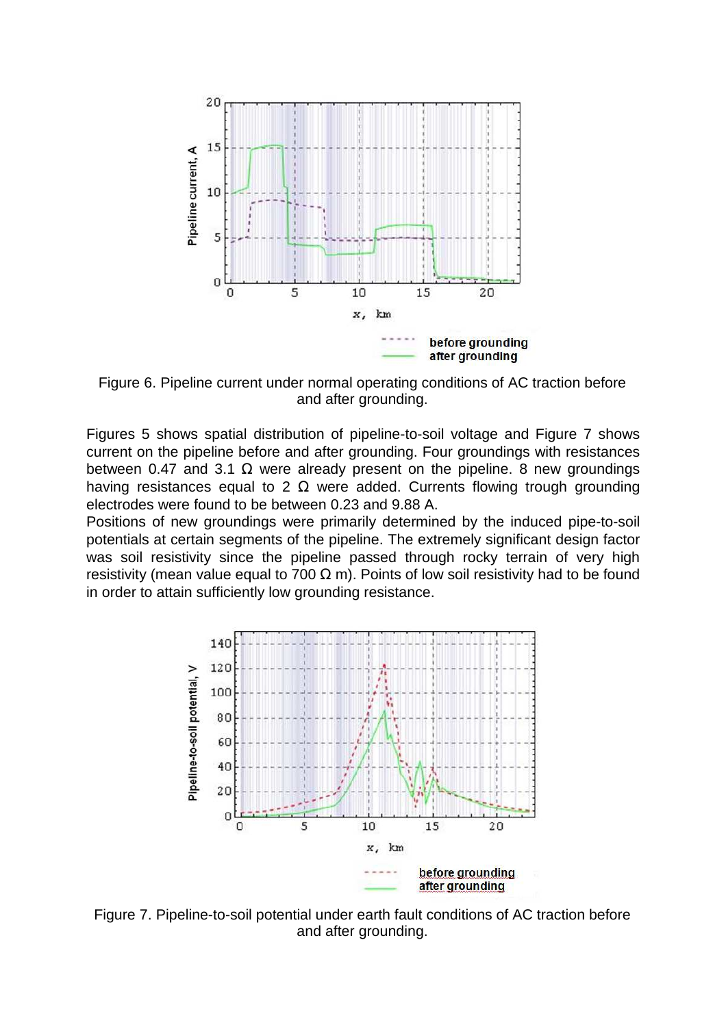Figure 6. Pipeline current under normal operating conditions of AC traction before and after grounding.

Figures 5 shows spatial distribution of pipeline-to-soil voltage and Figure 7 shows current on the pipeline before and after grounding. Four groundings with resistances between 0.47 and 3.1 Ω were already present on the pipeline. 8 new groundings having resistances equal to 2 Ω were added. Currents flowing trough grounding electrodes were found to be between 0.23 and 9.88 A.

Positions of new groundings were primarily determined by the induced pipe-to-soil potentials at certain segments of the pipeline. The extremely significant design factor was soil resistivity since the pipeline passed through rocky terrain of very high resistivity (mean value equal to 700 Ω m). Points of low soil resistivity had to be found in order to attain sufficiently low grounding resistance.

Figure 7. Pipeline-to-soil potential under earth fault conditions of AC traction before and after grounding.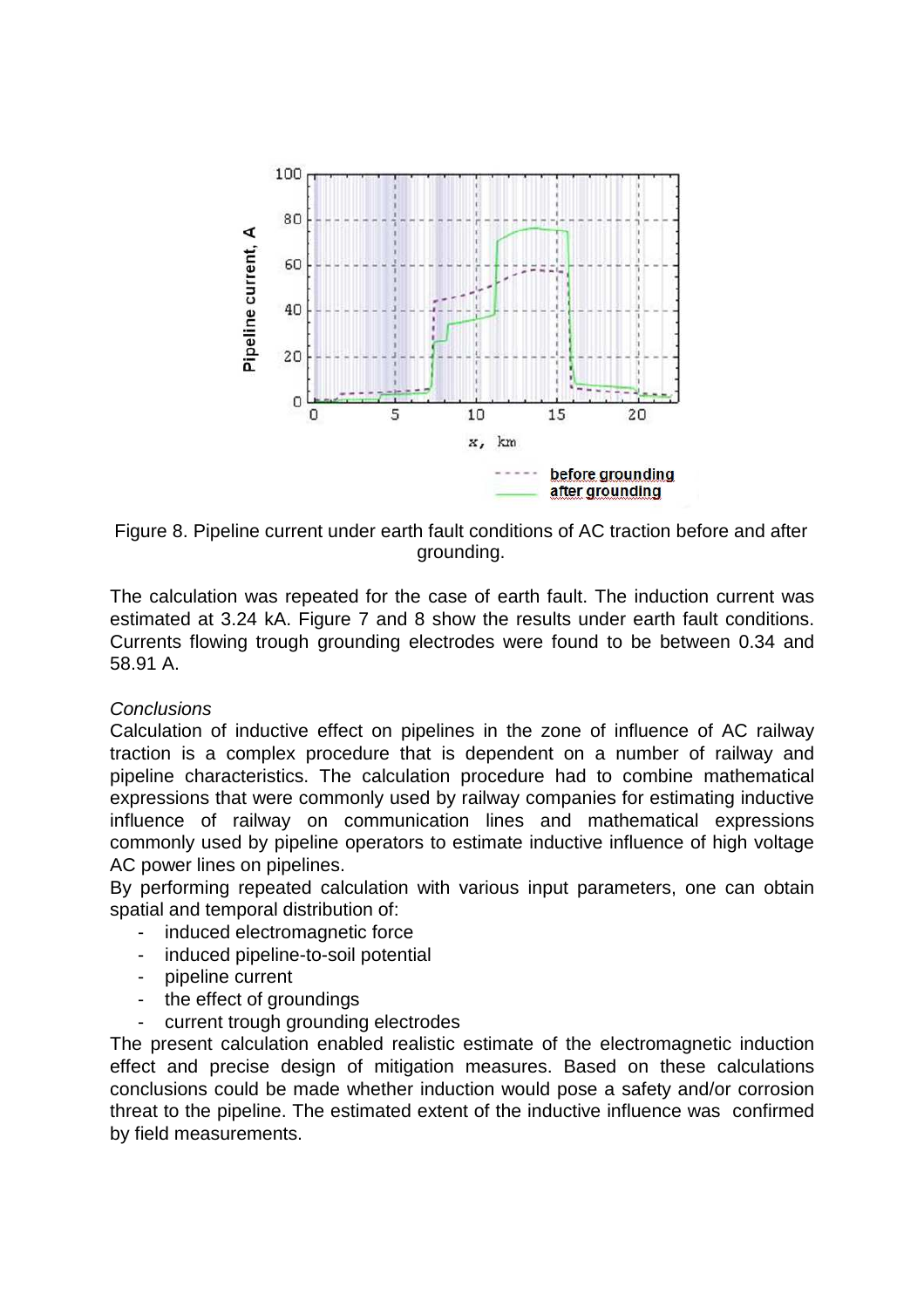Figure 8. Pipeline current under earth fault conditions of AC traction before and after grounding.

The calculation was repeated for the case of earth fault. The induction current was estimated at 3.24 kA. Figure 7 and 8 show the results under earth fault conditions. Currents flowing trough grounding electrodes were found to be between 0.34 and 58.91 A.

*Conclusions*

Calculation of inductive effect on pipelines in the zone of influence of AC railway traction is a complex procedure that is dependent on a number of railway and pipeline characteristics. The calculation procedure had to combine mathematical expressions that were commonly used by railway companies for estimating inductive influence of railway on communication lines and mathematical expressions commonly used by pipeline operators to estimate inductive influence of high voltage AC power lines on pipelines.

By performing repeated calculation with various input parameters, one can obtain spatial and temporal distribution of:

- induced electromagnetic force
- induced pipeline-to-soil potential
- pipeline current
- the effect of groundings
- current trough grounding electrodes

The present calculation enabled realistic estimate of the electromagnetic induction effect and precise design of mitigation measures. Based on these calculations conclusions could be made whether induction would pose a safety and/or corrosion threat to the pipeline. The estimated extent of the inductive influence was confirmed by field measurements.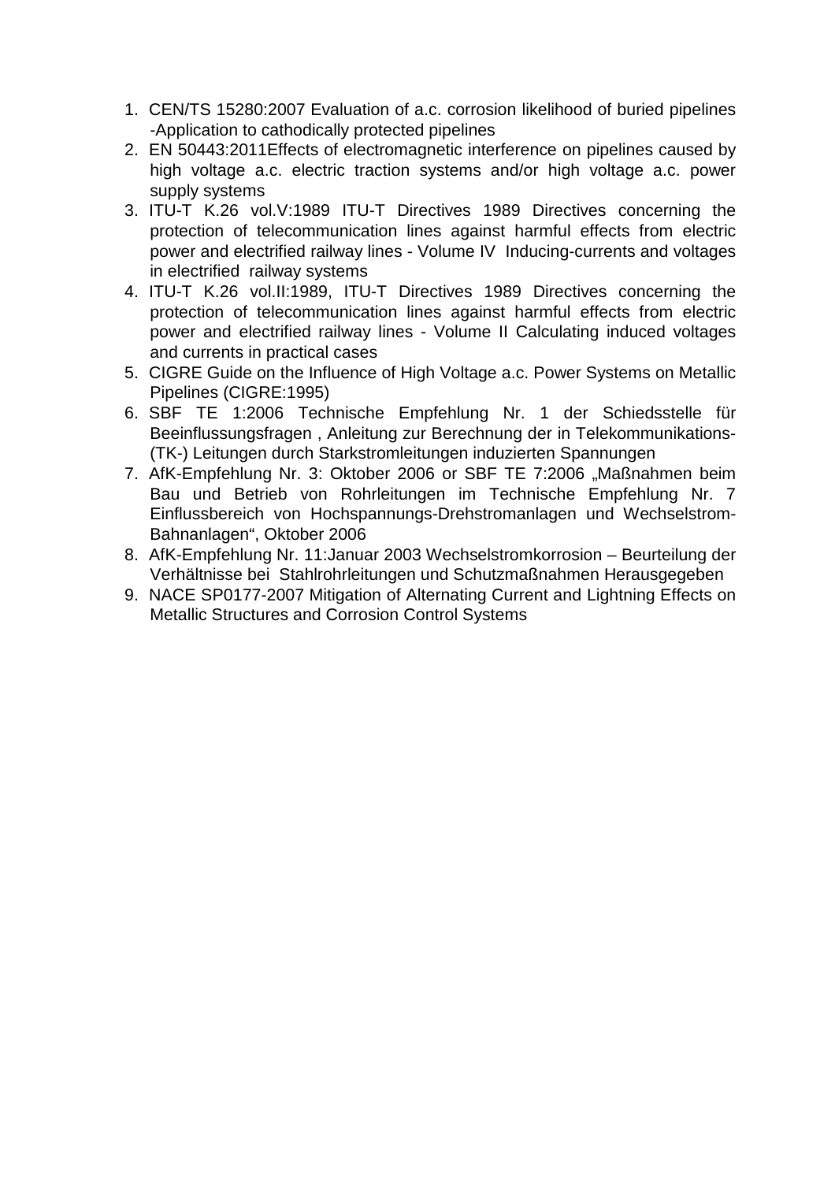1. CEN/TS 15280:2007 Evaluation of a.c. corrosion likelihood of buried pipelines -Application to cathodically protected pipelines
2. EN 50443:2011Effects of electromagnetic interference on pipelines caused by high voltage a.c. electric traction systems and/or high voltage a.c. power supply systems
3. ITU-T K.26 vol.V:1989 ITU-T Directives 1989 Directives concerning the protection of telecommunication lines against harmful effects from electric power and electrified railway lines - Volume IV Inducing-currents and voltages in electrified railway systems
4. ITU-T K.26 vol.II:1989, ITU-T Directives 1989 Directives concerning the protection of telecommunication lines against harmful effects from electric power and electrified railway lines - Volume II Calculating induced voltages and currents in practical cases
5. CIGRE Guide on the Influence of High Voltage a.c. Power Systems on Metallic Pipelines (CIGRE:1995)
6. SBF TE 1:2006 Technische Empfehlung Nr. 1 der Schiedsstelle für Beeinflussungsfragen , Anleitung zur Berechnung der in Telekommunikations- (TK-) Leitungen durch Starkstromleitungen induzierten Spannungen
7. AfK-Empfehlung Nr. 3: Oktober 2006 or SBF TE 7:2006 „Maßnahmen beim Bau und Betrieb von Rohrleitungen im Technische Empfehlung Nr. 7 Einflussbereich von Hochspannungs-Drehstromanlagen und Wechselstrom-Bahnanlagen", Oktober 2006
8. AfK-Empfehlung Nr. 11:Januar 2003 Wechselstromkorrosion – Beurteilung der Verhältnisse bei Stahlrohrleitungen und Schutzmaßnahmen Herausgegeben
9. NACE SP0177-2007 Mitigation of Alternating Current and Lightning Effects on Metallic Structures and Corrosion Control Systems